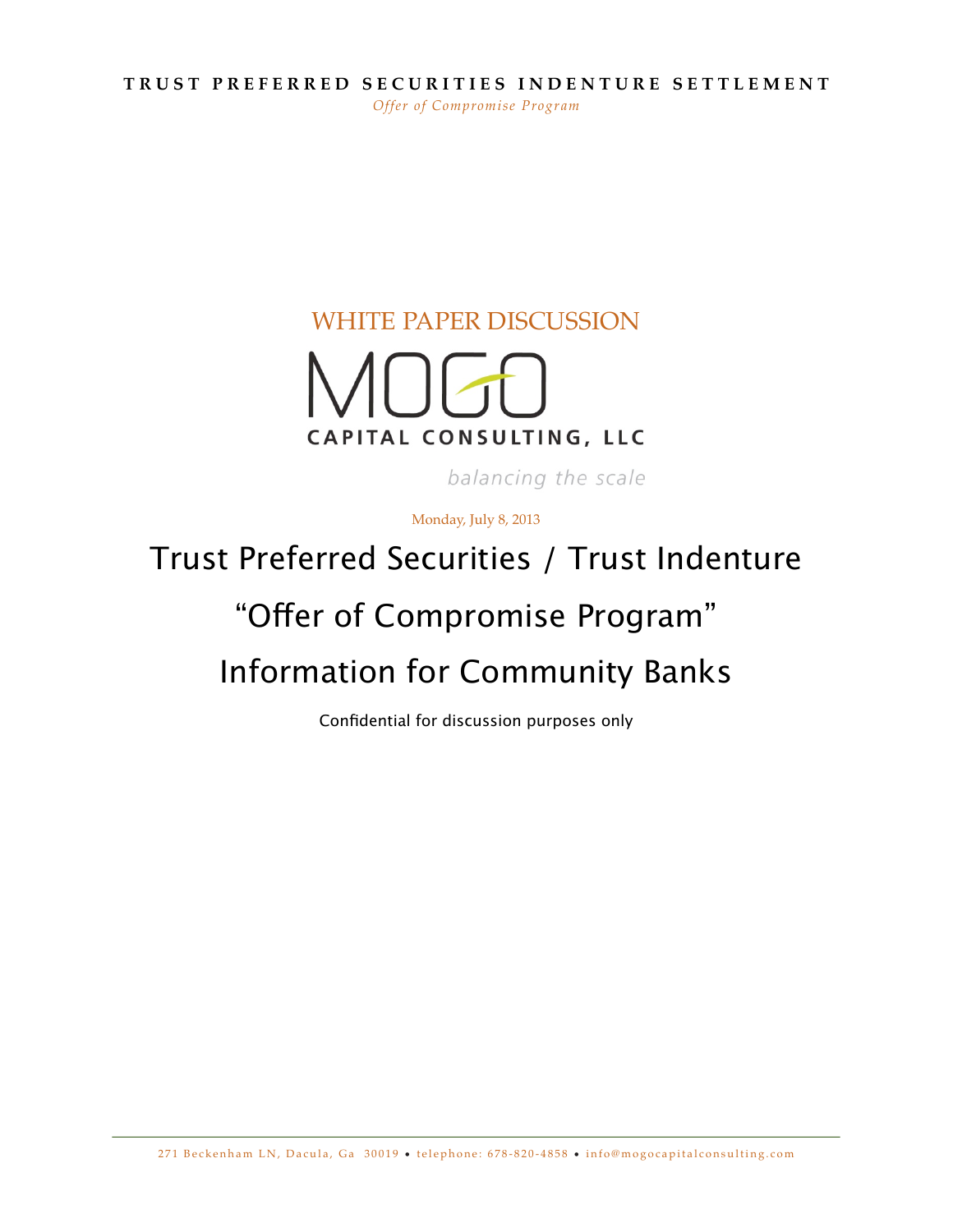**TRUST PREFERRED SECURITIES INDENTURE SETTLEMENT**

*Offer of Compromise Program*

WHITE PAPER DISCUSSION

MOGO

CAPITAL CONSULTING, LLC

*balancing the scale*

Monday, July 8, 2013

# Trust Preferred Securities / Trust Indenture

# "Offer of Compromise Program"

# Information for Community Banks

Confidential for discussion purposes only

271 Beckenham LN, Dacula, Ga 30019 • telephone: 678-820-4858 • info@mogocapitalconsulting.com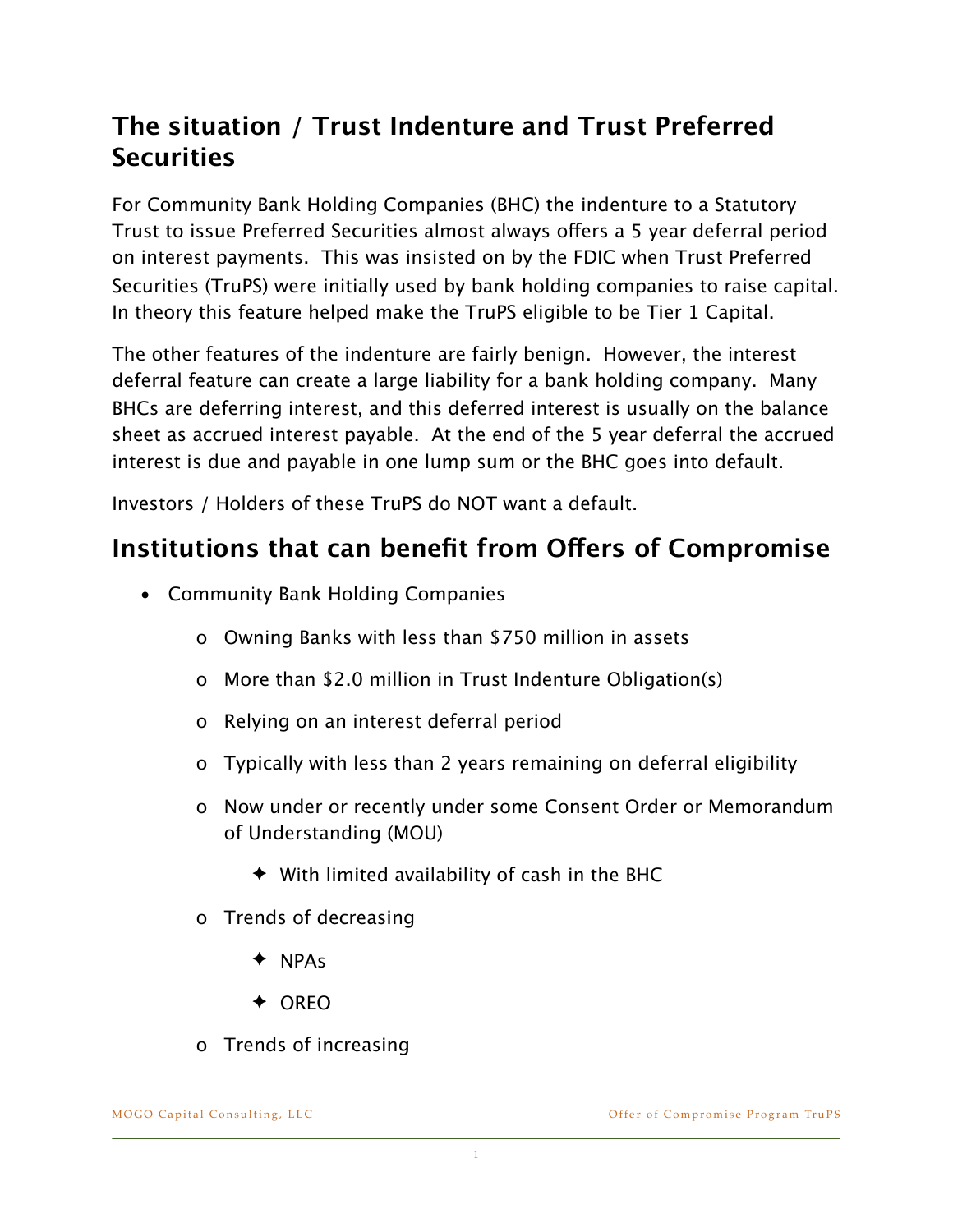## The situation / Trust Indenture and Trust Preferred Securities

For Community Bank Holding Companies (BHC) the indenture to a Statutory Trust to issue Preferred Securities almost always offers a 5 year deferral period on interest payments. This was insisted on by the FDIC when Trust Preferred Securities (TruPS) were initially used by bank holding companies to raise capital. In theory this feature helped make the TruPS eligible to be Tier 1 Capital.

The other features of the indenture are fairly benign. However, the interest deferral feature can create a large liability for a bank holding company. Many BHCs are deferring interest, and this deferred interest is usually on the balance sheet as accrued interest payable. At the end of the 5 year deferral the accrued interest is due and payable in one lump sum or the BHC goes into default.

Investors / Holders of these TruPS do NOT want a default.

## Institutions that can benefit from Offers of Compromise

- Community Bank Holding Companies
  - Owning Banks with less than $750 million in assets
  - More than $2.0 million in Trust Indenture Obligation(s)
  - Relying on an interest deferral period
  - Typically with less than 2 years remaining on deferral eligibility
  - Now under or recently under some Consent Order or Memorandum of Understanding (MOU)
    - With limited availability of cash in the BHC
  - Trends of decreasing
    - NPAs
    - OREO
  - Trends of increasing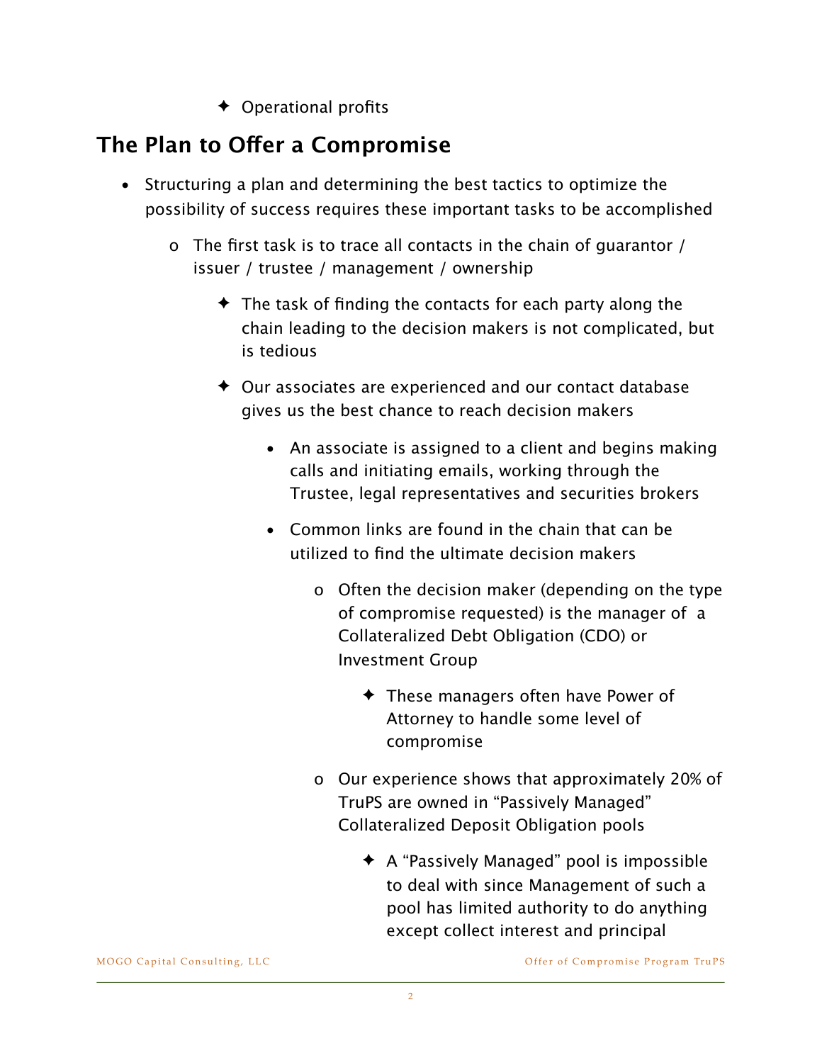- Operational profits

## The Plan to Offer a Compromise

- Structuring a plan and determining the best tactics to optimize the possibility of success requires these important tasks to be accomplished
    - The first task is to trace all contacts in the chain of guarantor / issuer / trustee / management / ownership
        - The task of finding the contacts for each party along the chain leading to the decision makers is not complicated, but is tedious
        - Our associates are experienced and our contact database gives us the best chance to reach decision makers
            - An associate is assigned to a client and begins making calls and initiating emails, working through the Trustee, legal representatives and securities brokers
            - Common links are found in the chain that can be utilized to find the ultimate decision makers
                - Often the decision maker (depending on the type of compromise requested) is the manager of a Collateralized Debt Obligation (CDO) or Investment Group
                    - These managers often have Power of Attorney to handle some level of compromise
                - Our experience shows that approximately 20% of TruPS are owned in "Passively Managed" Collateralized Deposit Obligation pools
                    - A "Passively Managed" pool is impossible to deal with since Management of such a pool has limited authority to do anything except collect interest and principal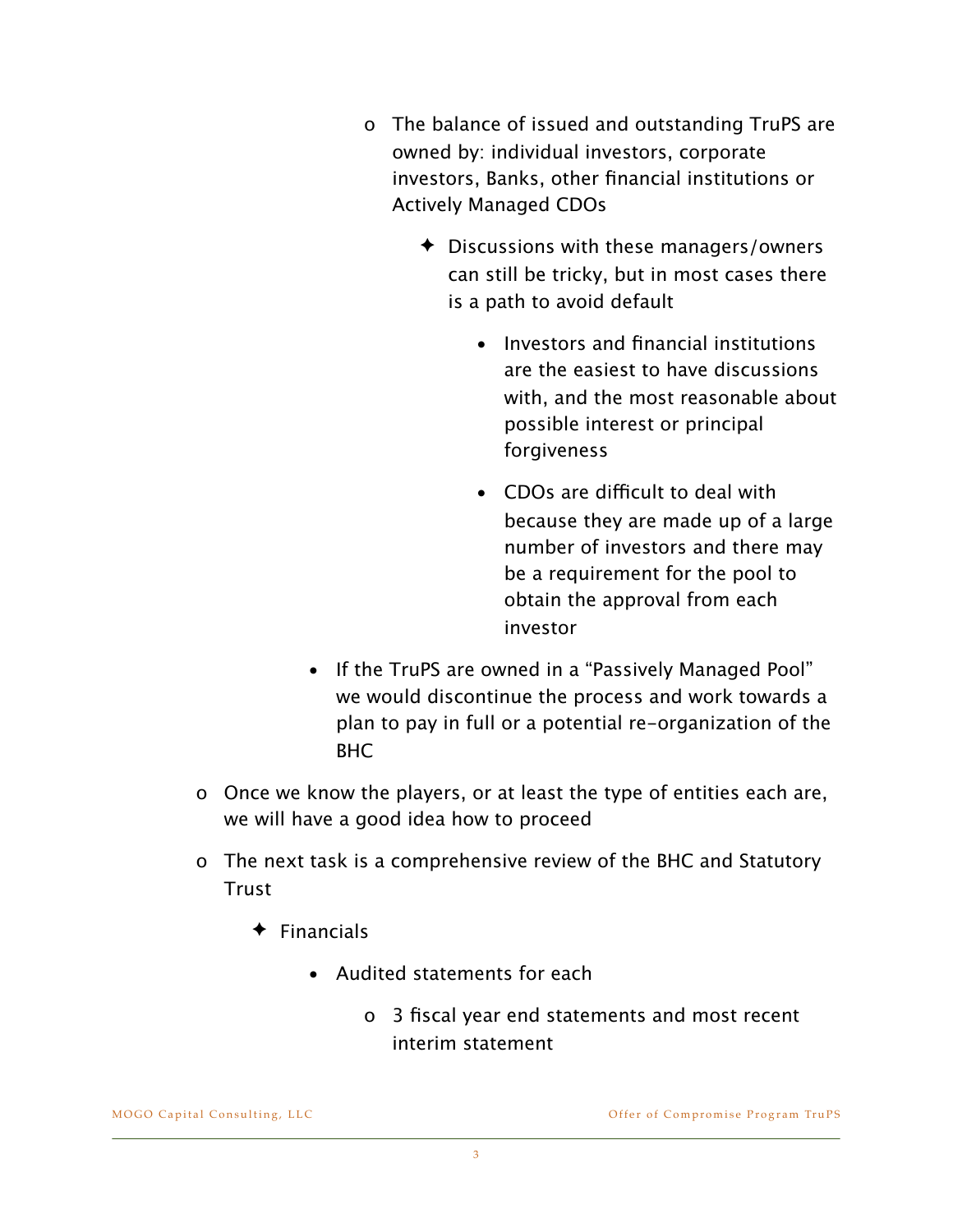- The balance of issued and outstanding TruPS are owned by: individual investors, corporate investors, Banks, other financial institutions or Actively Managed CDOs
        - Discussions with these managers/owners can still be tricky, but in most cases there is a path to avoid default
          - Investors and financial institutions are the easiest to have discussions with, and the most reasonable about possible interest or principal forgiveness
          - CDOs are difficult to deal with because they are made up of a large number of investors and there may be a requirement for the pool to obtain the approval from each investor
    - If the TruPS are owned in a "Passively Managed Pool" we would discontinue the process and work towards a plan to pay in full or a potential re-organization of the BHC
- Once we know the players, or at least the type of entities each are, we will have a good idea how to proceed
- The next task is a comprehensive review of the BHC and Statutory Trust
  - Financials
    - Audited statements for each
      - 3 fiscal year end statements and most recent interim statement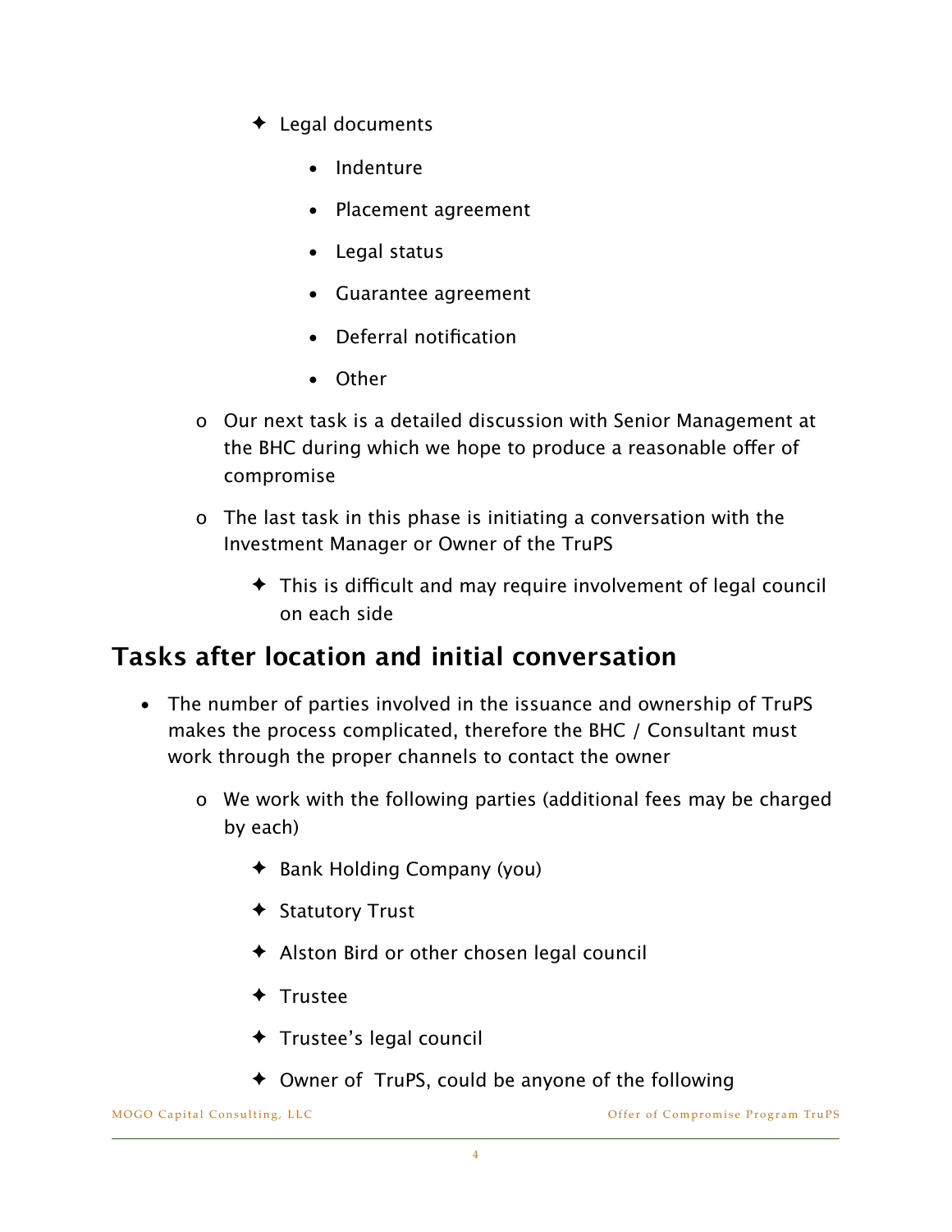- ✦ Legal documents
        - Indenture
        - Placement agreement
        - Legal status
        - Guarantee agreement
        - Deferral notification
        - Other
  - o Our next task is a detailed discussion with Senior Management at the BHC during which we hope to produce a reasonable offer of compromise
  - o The last task in this phase is initiating a conversation with the Investment Manager or Owner of the TruPS
    - ✦ This is difficult and may require involvement of legal council on each side

## Tasks after location and initial conversation

- The number of parties involved in the issuance and ownership of TruPS makes the process complicated, therefore the BHC / Consultant must work through the proper channels to contact the owner
  - o We work with the following parties (additional fees may be charged by each)
    - ✦ Bank Holding Company (you)
    - ✦ Statutory Trust
    - ✦ Alston Bird or other chosen legal council
    - ✦ Trustee
    - ✦ Trustee's legal council
    - ✦ Owner of TruPS, could be anyone of the following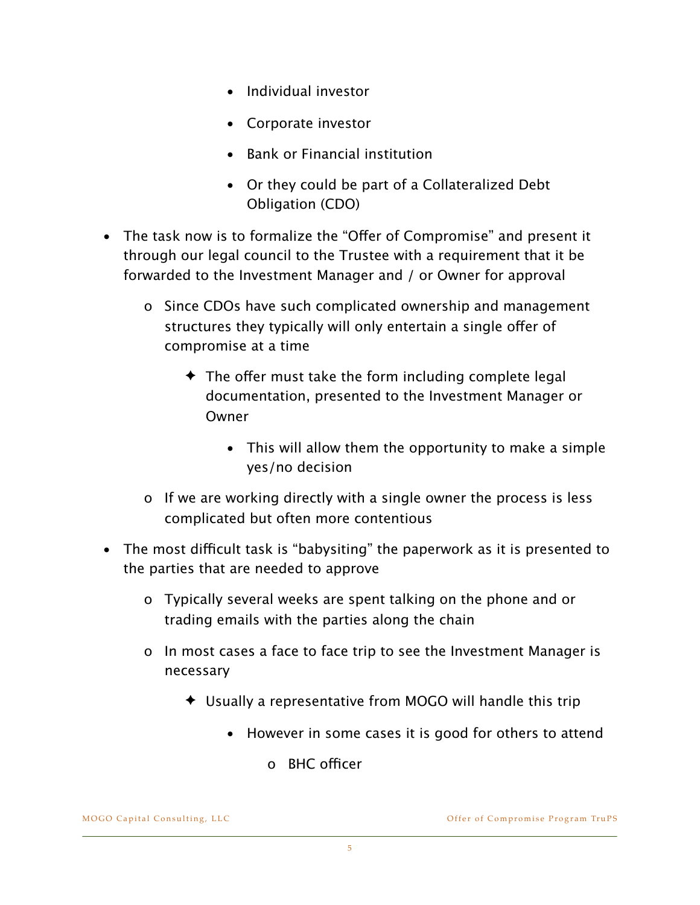- Individual investor
      - Corporate investor
      - Bank or Financial institution
      - Or they could be part of a Collateralized Debt Obligation (CDO)

- The task now is to formalize the "Offer of Compromise" and present it through our legal council to the Trustee with a requirement that it be forwarded to the Investment Manager and / or Owner for approval
  - Since CDOs have such complicated ownership and management structures they typically will only entertain a single offer of compromise at a time
    - The offer must take the form including complete legal documentation, presented to the Investment Manager or Owner
      - This will allow them the opportunity to make a simple yes/no decision
  - If we are working directly with a single owner the process is less complicated but often more contentious
- The most difficult task is "babysiting" the paperwork as it is presented to the parties that are needed to approve
  - Typically several weeks are spent talking on the phone and or trading emails with the parties along the chain
  - In most cases a face to face trip to see the Investment Manager is necessary
    - Usually a representative from MOGO will handle this trip
      - However in some cases it is good for others to attend
        - BHC officer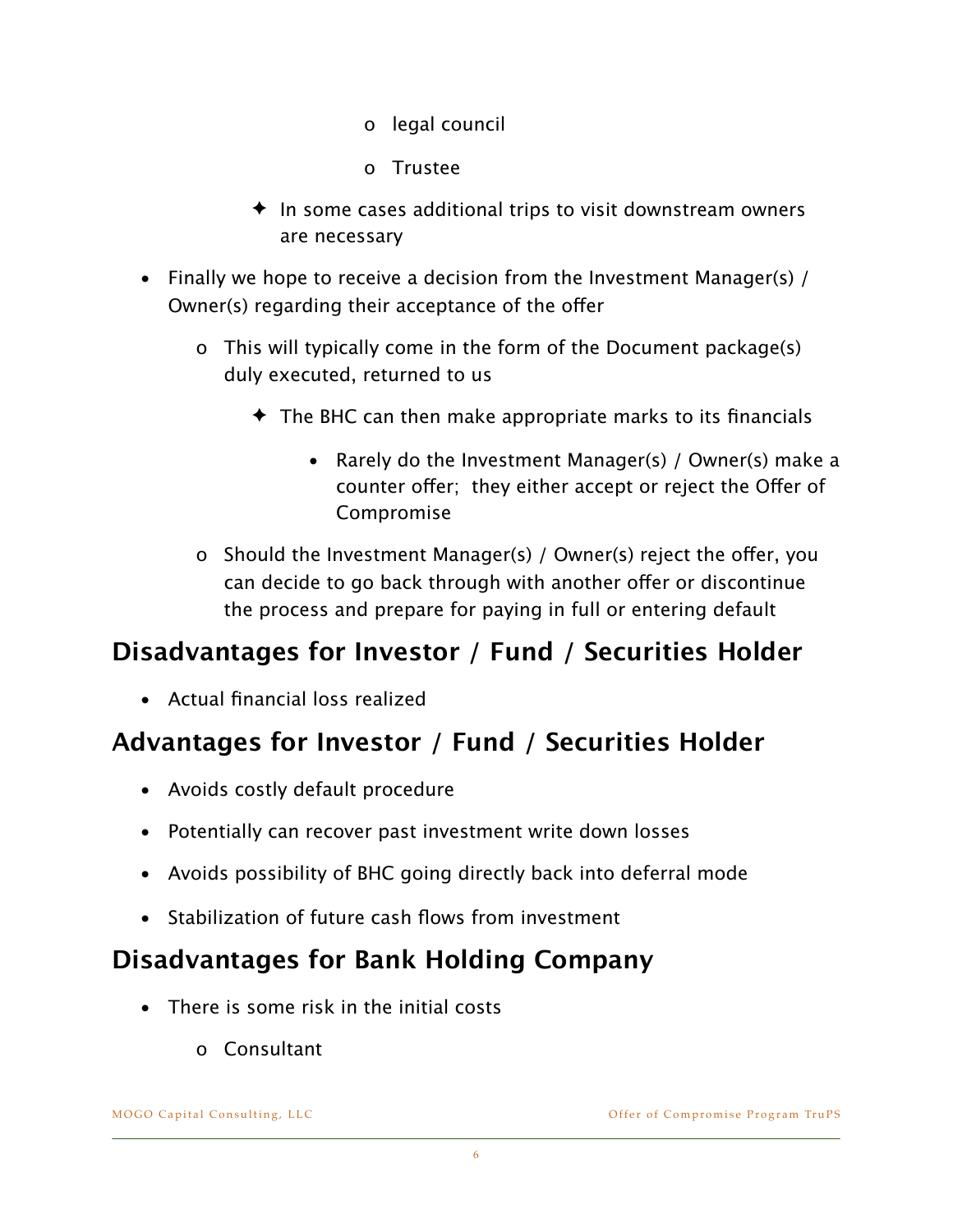- legal council
    - Trustee
  - ✦ In some cases additional trips to visit downstream owners are necessary

- Finally we hope to receive a decision from the Investment Manager(s) / Owner(s) regarding their acceptance of the offer
  - This will typically come in the form of the Document package(s) duly executed, returned to us
    - ✦ The BHC can then make appropriate marks to its financials
      - Rarely do the Investment Manager(s) / Owner(s) make a counter offer; they either accept or reject the Offer of Compromise
  - Should the Investment Manager(s) / Owner(s) reject the offer, you can decide to go back through with another offer or discontinue the process and prepare for paying in full or entering default

## Disadvantages for Investor / Fund / Securities Holder

- Actual financial loss realized

## Advantages for Investor / Fund / Securities Holder

- Avoids costly default procedure
- Potentially can recover past investment write down losses
- Avoids possibility of BHC going directly back into deferral mode
- Stabilization of future cash flows from investment

## Disadvantages for Bank Holding Company

- There is some risk in the initial costs
  - Consultant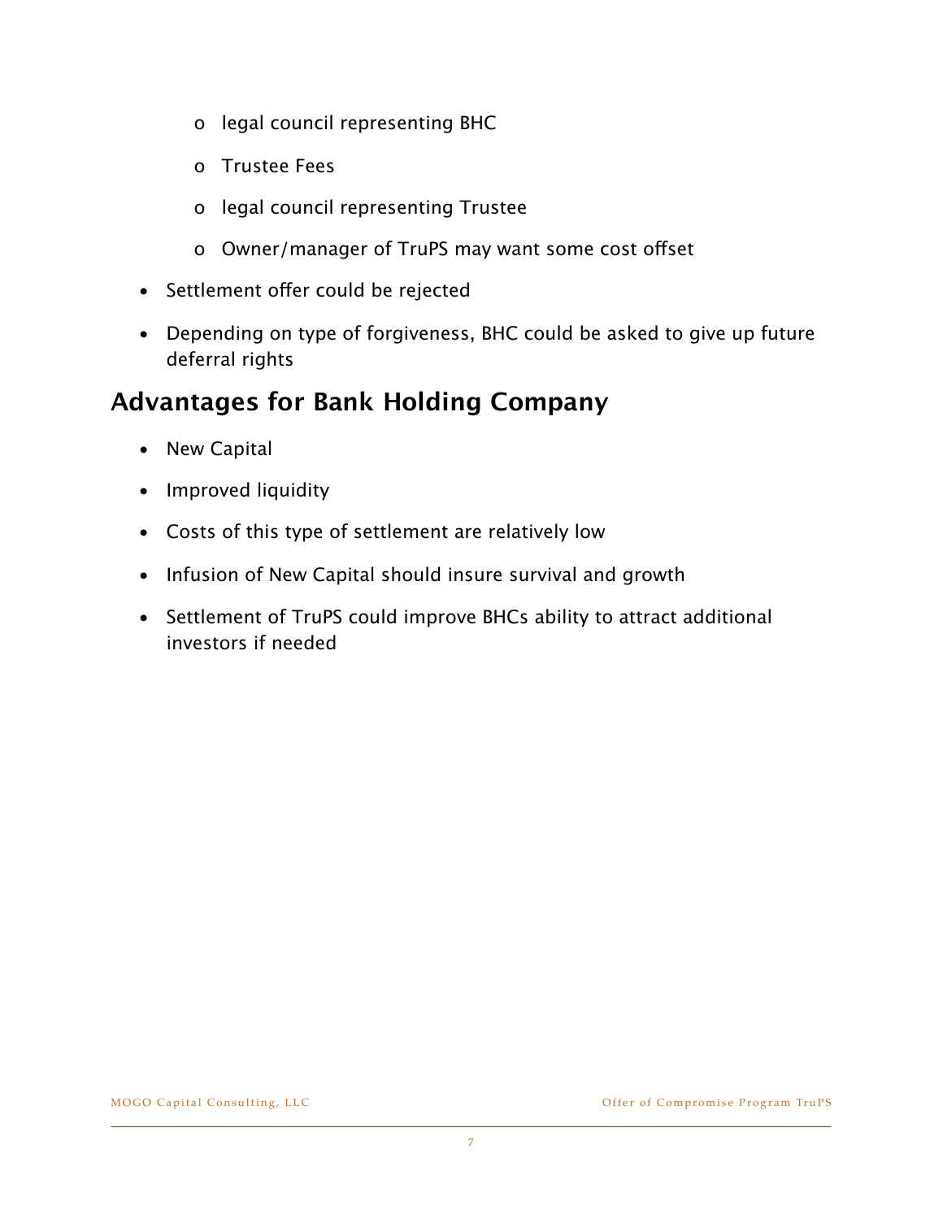- legal council representing BHC
  - Trustee Fees
  - legal council representing Trustee
  - Owner/manager of TruPS may want some cost offset
- Settlement offer could be rejected
- Depending on type of forgiveness, BHC could be asked to give up future deferral rights

## Advantages for Bank Holding Company

- New Capital
- Improved liquidity
- Costs of this type of settlement are relatively low
- Infusion of New Capital should insure survival and growth
- Settlement of TruPS could improve BHCs ability to attract additional investors if needed